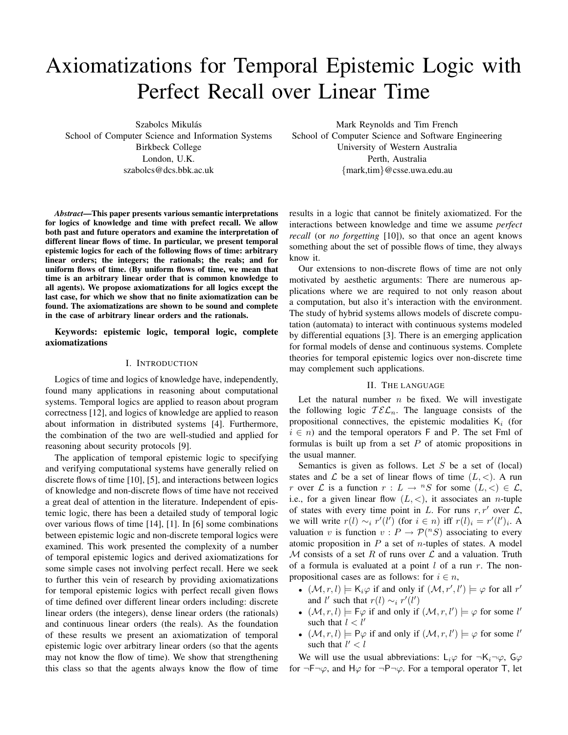# Axiomatizations for Temporal Epistemic Logic with Perfect Recall over Linear Time

Szabolcs Mikulás
School of Computer Science and Information Systems
Birkbeck College
London, U.K.
szabolcs@dcs.bbk.ac.uk

Mark Reynolds and Tim French
School of Computer Science and Software Engineering
University of Western Australia
Perth, Australia
{mark,tim}@csse.uwa.edu.au

***Abstract*—This paper presents various semantic interpretations for logics of knowledge and time with prefect recall. We allow both past and future operators and examine the interpretation of different linear flows of time. In particular, we present temporal epistemic logics for each of the following flows of time: arbitrary linear orders; the integers; the rationals; the reals; and for uniform flows of time. (By uniform flows of time, we mean that time is an arbitrary linear order that is common knowledge to all agents). We propose axiomatizations for all logics except the last case, for which we show that no finite axiomatization can be found. The axiomatizations are shown to be sound and complete in the case of arbitrary linear orders and the rationals.**

**Keywords: epistemic logic, temporal logic, complete axiomatizations**

## I. Introduction

Logics of time and logics of knowledge have, independently, found many applications in reasoning about computational systems. Temporal logics are applied to reason about program correctness [12], and logics of knowledge are applied to reason about information in distributed systems [4]. Furthermore, the combination of the two are well-studied and applied for reasoning about security protocols [9].

The application of temporal epistemic logic to specifying and verifying computational systems have generally relied on discrete flows of time [10], [5], and interactions between logics of knowledge and non-discrete flows of time have not received a great deal of attention in the literature. Independent of epistemic logic, there has been a detailed study of temporal logic over various flows of time [14], [1]. In [6] some combinations between epistemic logic and non-discrete temporal logics were examined. This work presented the complexity of a number of temporal epistemic logics and derived axiomatizations for some simple cases not involving perfect recall. Here we seek to further this vein of research by providing axiomatizations for temporal epistemic logics with perfect recall given flows of time defined over different linear orders including: discrete linear orders (the integers), dense linear orders (the rationals) and continuous linear orders (the reals). As the foundation of these results we present an axiomatization of temporal epistemic logic over arbitrary linear orders (so that the agents may not know the flow of time). We show that strengthening this class so that the agents always know the flow of time results in a logic that cannot be finitely axiomatized. For the interactions between knowledge and time we assume *perfect recall* (or *no forgetting* [10]), so that once an agent knows something about the set of possible flows of time, they always know it.

Our extensions to non-discrete flows of time are not only motivated by aesthetic arguments: There are numerous applications where we are required to not only reason about a computation, but also it's interaction with the environment. The study of hybrid systems allows models of discrete computation (automata) to interact with continuous systems modeled by differential equations [3]. There is an emerging application for formal models of dense and continuous systems. Complete theories for temporal epistemic logics over non-discrete time may complement such applications.

## II. The language

Let the natural number $n$ be fixed. We will investigate the following logic $\mathcal{TEL}_n$. The language consists of the propositional connectives, the epistemic modalities $\mathsf{K}_i$ (for $i \in n$) and the temporal operators $\mathsf{F}$ and $\mathsf{P}$. The set Fml of formulas is built up from a set $P$ of atomic propositions in the usual manner.

Semantics is given as follows. Let $S$ be a set of (local) states and $\mathcal{L}$ be a set of linear flows of time $(L, <)$. A run $r$ over $\mathcal{L}$ is a function $r : L \to {}^nS$ for some $(L, <) \in \mathcal{L}$, i.e., for a given linear flow $(L, <)$, it associates an $n$-tuple of states with every time point in $L$. For runs $r, r'$ over $\mathcal{L}$, we will write $r(l) \sim_i r'(l')$ (for $i \in n$) iff $r(l)_i = r'(l')_i$. A valuation $v$ is function $v : P \to \mathcal{P}({}^nS)$ associating to every atomic proposition in $P$ a set of $n$-tuples of states. A model $\mathcal{M}$ consists of a set $R$ of runs over $\mathcal{L}$ and a valuation. Truth of a formula is evaluated at a point $l$ of a run $r$. The non-propositional cases are as follows: for $i \in n$,

- $(\mathcal{M}, r, l) \models \mathsf{K}_i\varphi$ if and only if $(\mathcal{M}, r', l') \models \varphi$ for all $r'$ and $l'$ such that $r(l) \sim_i r'(l')$
- $(\mathcal{M}, r, l) \models \mathsf{F}\varphi$ if and only if $(\mathcal{M}, r, l') \models \varphi$ for some $l'$ such that $l < l'$
- $(\mathcal{M}, r, l) \models \mathsf{P}\varphi$ if and only if $(\mathcal{M}, r, l') \models \varphi$ for some $l'$ such that $l' < l$

We will use the usual abbreviations: $\mathsf{L}_i\varphi$ for $\neg\mathsf{K}_i\neg\varphi$, $\mathsf{G}\varphi$ for $\neg\mathsf{F}\neg\varphi$, and $\mathsf{H}\varphi$ for $\neg\mathsf{P}\neg\varphi$. For a temporal operator $\mathsf{T}$, let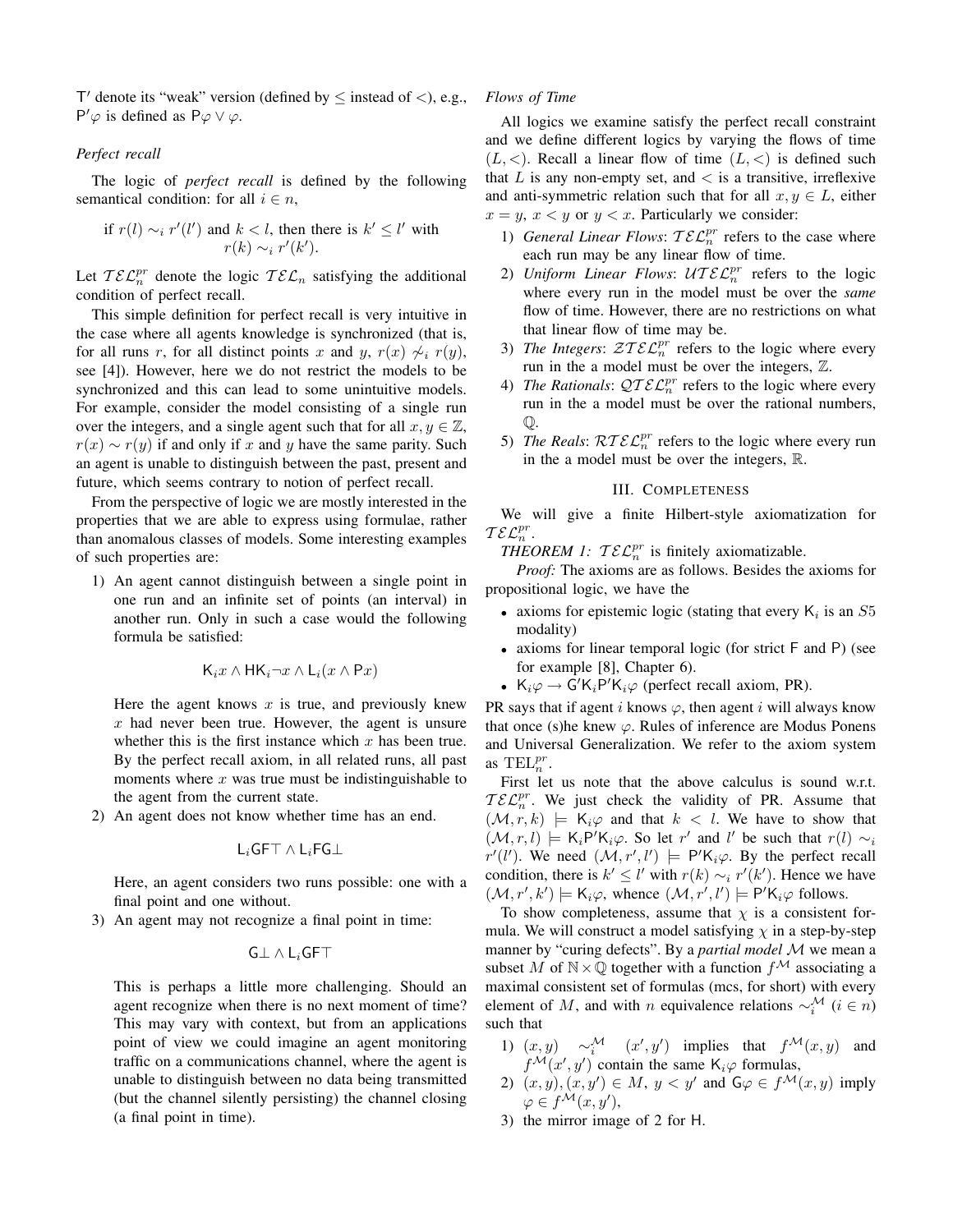$\mathsf{T}'$ denote its "weak" version (defined by $\leq$ instead of $<$), e.g., $\mathsf{P}'\varphi$ is defined as $\mathsf{P}\varphi \vee \varphi$.

*Perfect recall*

The logic of *perfect recall* is defined by the following semantical condition: for all $i \in n$,

$$\text{if } r(l) \sim_i r'(l') \text{ and } k < l, \text{ then there is } k' \leq l' \text{ with } r(k) \sim_i r'(k').$$

Let $\mathcal{TEL}_n^{pr}$ denote the logic $\mathcal{TEL}_n$ satisfying the additional condition of perfect recall.

This simple definition for perfect recall is very intuitive in the case where all agents knowledge is synchronized (that is, for all runs $r$, for all distinct points $x$ and $y$, $r(x) \not\sim_i r(y)$, see [4]). However, here we do not restrict the models to be synchronized and this can lead to some unintuitive models. For example, consider the model consisting of a single run over the integers, and a single agent such that for all $x, y \in \mathbb{Z}$, $r(x) \sim r(y)$ if and only if $x$ and $y$ have the same parity. Such an agent is unable to distinguish between the past, present and future, which seems contrary to notion of perfect recall.

From the perspective of logic we are mostly interested in the properties that we are able to express using formulae, rather than anomalous classes of models. Some interesting examples of such properties are:

1) An agent cannot distinguish between a single point in one run and an infinite set of points (an interval) in another run. Only in such a case would the following formula be satisfied:

$$\mathsf{K}_i x \wedge \mathsf{H}\mathsf{K}_i \neg x \wedge \mathsf{L}_i(x \wedge \mathsf{P}x)$$

Here the agent knows $x$ is true, and previously knew $x$ had never been true. However, the agent is unsure whether this is the first instance which $x$ has been true. By the perfect recall axiom, in all related runs, all past moments where $x$ was true must be indistinguishable to the agent from the current state.

2) An agent does not know whether time has an end.

$$\mathsf{L}_i\mathsf{GF}\top \wedge \mathsf{L}_i\mathsf{FG}\bot$$

Here, an agent considers two runs possible: one with a final point and one without.

3) An agent may not recognize a final point in time:

$$\mathsf{G}\bot \wedge \mathsf{L}_i\mathsf{GF}\top$$

This is perhaps a little more challenging. Should an agent recognize when there is no next moment of time? This may vary with context, but from an applications point of view we could imagine an agent monitoring traffic on a communications channel, where the agent is unable to distinguish between no data being transmitted (but the channel silently persisting) the channel closing (a final point in time).

*Flows of Time*

All logics we examine satisfy the perfect recall constraint and we define different logics by varying the flows of time $(L, <)$. Recall a linear flow of time $(L, <)$ is defined such that $L$ is any non-empty set, and $<$ is a transitive, irreflexive and anti-symmetric relation such that for all $x, y \in L$, either $x = y$, $x < y$ or $y < x$. Particularly we consider:

1) *General Linear Flows*: $\mathcal{TEL}_n^{pr}$ refers to the case where each run may be any linear flow of time.
2) *Uniform Linear Flows*: $\mathcal{UTEL}_n^{pr}$ refers to the logic where every run in the model must be over the *same* flow of time. However, there are no restrictions on what that linear flow of time may be.
3) *The Integers*: $\mathcal{ZTEL}_n^{pr}$ refers to the logic where every run in the a model must be over the integers, $\mathbb{Z}$.
4) *The Rationals*: $\mathcal{QTEL}_n^{pr}$ refers to the logic where every run in the a model must be over the rational numbers, $\mathbb{Q}$.
5) *The Reals*: $\mathcal{RTEL}_n^{pr}$ refers to the logic where every run in the a model must be over the integers, $\mathbb{R}$.

## III. Completeness

We will give a finite Hilbert-style axiomatization for $\mathcal{TEL}_n^{pr}$.

*THEOREM 1:* $\mathcal{TEL}_n^{pr}$ is finitely axiomatizable.

*Proof:* The axioms are as follows. Besides the axioms for propositional logic, we have the

- axioms for epistemic logic (stating that every $\mathsf{K}_i$ is an $S5$ modality)
- axioms for linear temporal logic (for strict $\mathsf{F}$ and $\mathsf{P}$) (see for example [8], Chapter 6).
- $\mathsf{K}_i\varphi \rightarrow \mathsf{G}'\mathsf{K}_i\mathsf{P}'\mathsf{K}_i\varphi$ (perfect recall axiom, PR).

PR says that if agent $i$ knows $\varphi$, then agent $i$ will always know that once (s)he knew $\varphi$. Rules of inference are Modus Ponens and Universal Generalization. We refer to the axiom system as $\mathrm{TEL}_n^{pr}$.

First let us note that the above calculus is sound w.r.t. $\mathcal{TEL}_n^{pr}$. We just check the validity of PR. Assume that $(\mathcal{M}, r, k) \models \mathsf{K}_i\varphi$ and that $k < l$. We have to show that $(\mathcal{M}, r, l) \models \mathsf{K}_i\mathsf{P}'\mathsf{K}_i\varphi$. So let $r'$ and $l'$ be such that $r(l) \sim_i r'(l')$. We need $(\mathcal{M}, r', l') \models \mathsf{P}'\mathsf{K}_i\varphi$. By the perfect recall condition, there is $k' \leq l'$ with $r(k) \sim_i r'(k')$. Hence we have $(\mathcal{M}, r', k') \models \mathsf{K}_i\varphi$, whence $(\mathcal{M}, r', l') \models \mathsf{P}'\mathsf{K}_i\varphi$ follows.

To show completeness, assume that $\chi$ is a consistent formula. We will construct a model satisfying $\chi$ in a step-by-step manner by "curing defects". By a *partial model* $\mathcal{M}$ we mean a subset $M$ of $\mathbb{N} \times \mathbb{Q}$ together with a function $f^{\mathcal{M}}$ associating a maximal consistent set of formulas (mcs, for short) with every element of $M$, and with $n$ equivalence relations $\sim_i^{\mathcal{M}}$ $(i \in n)$ such that

1) $(x, y) \sim_i^{\mathcal{M}} (x', y')$ implies that $f^{\mathcal{M}}(x, y)$ and $f^{\mathcal{M}}(x', y')$ contain the same $\mathsf{K}_i\varphi$ formulas,
2) $(x, y), (x, y') \in M$, $y < y'$ and $\mathsf{G}\varphi \in f^{\mathcal{M}}(x, y)$ imply $\varphi \in f^{\mathcal{M}}(x, y')$,
3) the mirror image of 2 for $\mathsf{H}$.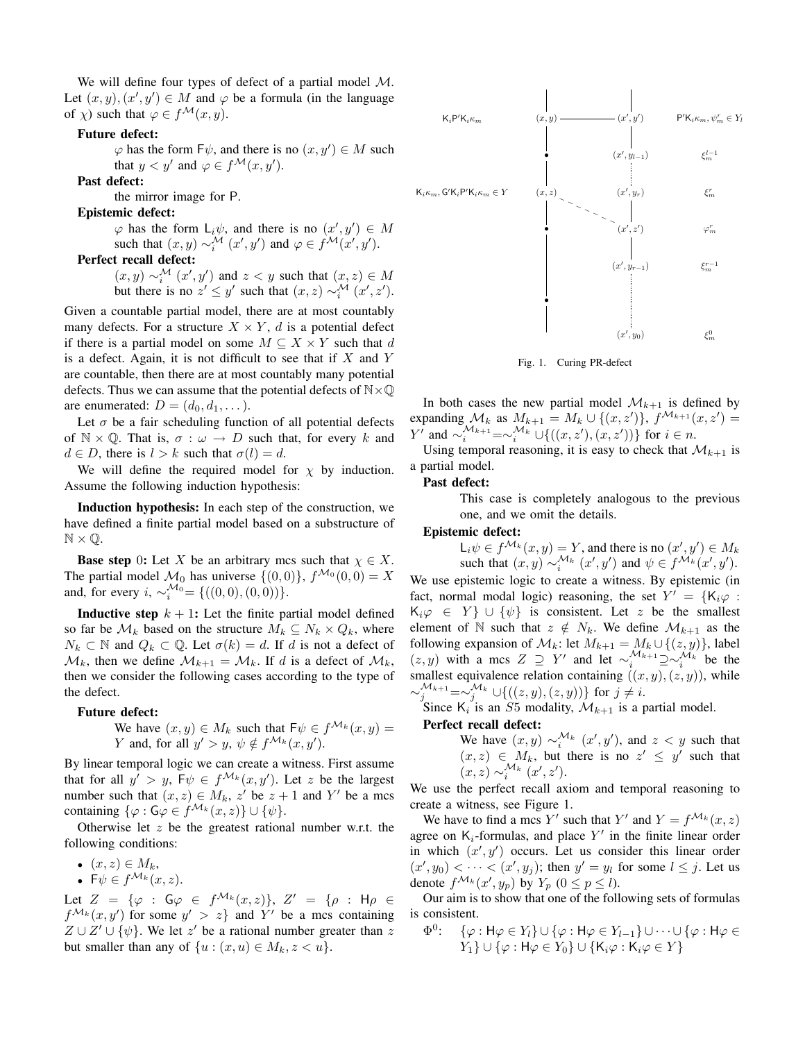We will define four types of defect of a partial model $\mathcal{M}$. Let $(x, y), (x', y') \in M$ and $\varphi$ be a formula (in the language of $\chi$) such that $\varphi \in f^{\mathcal{M}}(x, y)$.

**Future defect:**
: $\varphi$ has the form $\mathsf{F}\psi$, and there is no $(x, y') \in M$ such that $y < y'$ and $\varphi \in f^{\mathcal{M}}(x, y')$.

**Past defect:**
: the mirror image for $\mathsf{P}$.

**Epistemic defect:**
: $\varphi$ has the form $\mathsf{L}_i\psi$, and there is no $(x', y') \in M$ such that $(x, y) \sim_i^{\mathcal{M}} (x', y')$ and $\varphi \in f^{\mathcal{M}}(x', y')$.

**Perfect recall defect:**
: $(x, y) \sim_i^{\mathcal{M}} (x', y')$ and $z < y$ such that $(x, z) \in M$ but there is no $z' \leq y'$ such that $(x, z) \sim_i^{\mathcal{M}} (x', z')$.

Given a countable partial model, there are at most countably many defects. For a structure $X \times Y$, $d$ is a potential defect if there is a partial model on some $M \subseteq X \times Y$ such that $d$ is a defect. Again, it is not difficult to see that if $X$ and $Y$ are countable, then there are at most countably many potential defects. Thus we can assume that the potential defects of $\mathbb{N} \times \mathbb{Q}$ are enumerated: $D = (d_0, d_1, \dots)$.

Let $\sigma$ be a fair scheduling function of all potential defects of $\mathbb{N} \times \mathbb{Q}$. That is, $\sigma : \omega \to D$ such that, for every $k$ and $d \in D$, there is $l > k$ such that $\sigma(l) = d$.

We will define the required model for $\chi$ by induction. Assume the following induction hypothesis:

**Induction hypothesis:** In each step of the construction, we have defined a finite partial model based on a substructure of $\mathbb{N} \times \mathbb{Q}$.

**Base step** 0**:** Let $X$ be an arbitrary mcs such that $\chi \in X$. The partial model $\mathcal{M}_0$ has universe $\{(0, 0)\}$, $f^{\mathcal{M}_0}(0, 0) = X$ and, for every $i$, $\sim_i^{\mathcal{M}_0} = \{((0, 0), (0, 0))\}$.

**Inductive step** $k + 1$**:** Let the finite partial model defined so far be $\mathcal{M}_k$ based on the structure $M_k \subseteq N_k \times Q_k$, where $N_k \subset \mathbb{N}$ and $Q_k \subset \mathbb{Q}$. Let $\sigma(k) = d$. If $d$ is not a defect of $\mathcal{M}_k$, then we define $\mathcal{M}_{k+1} = \mathcal{M}_k$. If $d$ is a defect of $\mathcal{M}_k$, then we consider the following cases according to the type of the defect.

**Future defect:**
: We have $(x, y) \in M_k$ such that $\mathsf{F}\psi \in f^{\mathcal{M}_k}(x, y) = Y$ and, for all $y' > y$, $\psi \notin f^{\mathcal{M}_k}(x, y')$.

By linear temporal logic we can create a witness. First assume that for all $y' > y$, $\mathsf{F}\psi \in f^{\mathcal{M}_k}(x, y')$. Let $z$ be the largest number such that $(x, z) \in M_k$, $z'$ be $z + 1$ and $Y'$ be a mcs containing $\{\varphi : \mathsf{G}\varphi \in f^{\mathcal{M}_k}(x, z)\} \cup \{\psi\}$.

Otherwise let $z$ be the greatest rational number w.r.t. the following conditions:

- $(x, z) \in M_k$,
- $\mathsf{F}\psi \in f^{\mathcal{M}_k}(x, z)$.

Let $Z = \{\varphi : \mathsf{G}\varphi \in f^{\mathcal{M}_k}(x, z)\}$, $Z' = \{\rho : \mathsf{H}\rho \in f^{\mathcal{M}_k}(x, y') \text{ for some } y' > z\}$ and $Y'$ be a mcs containing $Z \cup Z' \cup \{\psi\}$. We let $z'$ be a rational number greater than $z$ but smaller than any of $\{u : (x, u) \in M_k, z < u\}$.

In both cases the new partial model $\mathcal{M}_{k+1}$ is defined by expanding $\mathcal{M}_k$ as $M_{k+1} = M_k \cup \{(x, z')\}$, $f^{\mathcal{M}_{k+1}}(x, z') = Y'$ and $\sim_i^{\mathcal{M}_{k+1}} = \sim_i^{\mathcal{M}_k} \cup \{((x, z'), (x, z'))\}$ for $i \in n$.

Using temporal reasoning, it is easy to check that $\mathcal{M}_{k+1}$ is a partial model.

**Past defect:**
: This case is completely analogous to the previous one, and we omit the details.

**Epistemic defect:**
: $\mathsf{L}_i\psi \in f^{\mathcal{M}_k}(x, y) = Y$, and there is no $(x', y') \in M_k$ such that $(x, y) \sim_i^{\mathcal{M}_k} (x', y')$ and $\psi \in f^{\mathcal{M}_k}(x', y')$.

We use epistemic logic to create a witness. By epistemic (in fact, normal modal logic) reasoning, the set $Y' = \{\mathsf{K}_i\varphi : \mathsf{K}_i\varphi \in Y\} \cup \{\psi\}$ is consistent. Let $z$ be the smallest element of $\mathbb{N}$ such that $z \notin N_k$. We define $\mathcal{M}_{k+1}$ as the following expansion of $\mathcal{M}_k$: let $M_{k+1} = M_k \cup \{(z, y)\}$, label $(z, y)$ with a mcs $Z \supseteq Y'$ and let $\sim_i^{\mathcal{M}_{k+1}} \supseteq \sim_i^{\mathcal{M}_k}$ be the smallest equivalence relation containing $((x, y), (z, y))$, while $\sim_j^{\mathcal{M}_{k+1}} = \sim_j^{\mathcal{M}_k} \cup \{((z, y), (z, y))\}$ for $j \neq i$.

Since $\mathsf{K}_i$ is an $S5$ modality, $\mathcal{M}_{k+1}$ is a partial model.

**Perfect recall defect:**
: We have $(x, y) \sim_i^{\mathcal{M}_k} (x', y')$, and $z < y$ such that $(x, z) \in M_k$, but there is no $z' \leq y'$ such that $(x, z) \sim_i^{\mathcal{M}_k} (x', z')$.

We use the perfect recall axiom and temporal reasoning to create a witness, see Figure 1.

We have to find a mcs $Y'$ such that $Y'$ and $Y = f^{\mathcal{M}_k}(x, z)$ agree on $\mathsf{K}_i$-formulas, and place $Y'$ in the finite linear order in which $(x', y')$ occurs. Let us consider this linear order $(x', y_0) < \dots < (x', y_j)$; then $y' = y_l$ for some $l \leq j$. Let us denote $f^{\mathcal{M}_k}(x', y_p)$ by $Y_p$ $(0 \leq p \leq l)$.

Our aim is to show that one of the following sets of formulas is consistent.

$\Phi^0$: $\{\varphi : \mathsf{H}\varphi \in Y_l\} \cup \{\varphi : \mathsf{H}\varphi \in Y_{l-1}\} \cup \dots \cup \{\varphi : \mathsf{H}\varphi \in Y_1\} \cup \{\varphi : \mathsf{H}\varphi \in Y_0\} \cup \{\mathsf{K}_i\varphi : \mathsf{K}_i\varphi \in Y\}$

Fig. 1. Curing PR-defect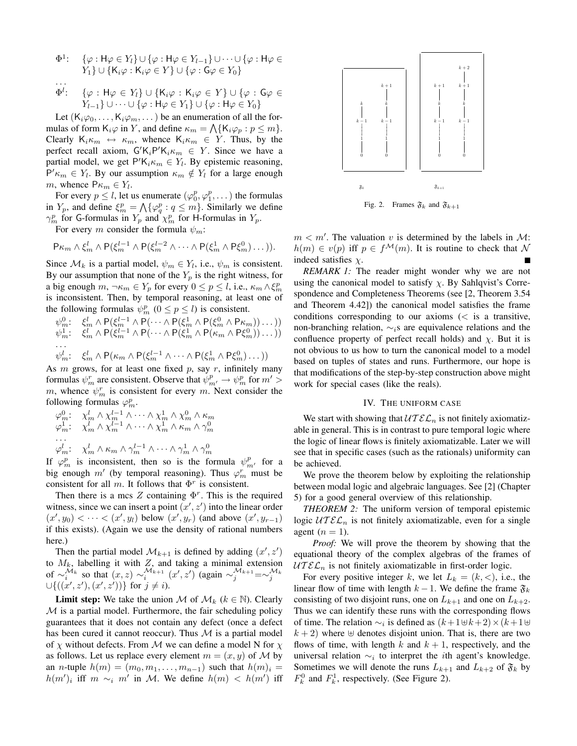$\Phi^1$: $\{\varphi : \mathsf{H}\varphi \in Y_l\} \cup \{\varphi : \mathsf{H}\varphi \in Y_{l-1}\} \cup \cdots \cup \{\varphi : \mathsf{H}\varphi \in Y_1\} \cup \{\mathsf{K}_i\varphi : \mathsf{K}_i\varphi \in Y\} \cup \{\varphi : \mathsf{G}\varphi \in Y_0\}$

...

$\Phi^l$: $\{\varphi : \mathsf{H}\varphi \in Y_l\} \cup \{\mathsf{K}_i\varphi : \mathsf{K}_i\varphi \in Y\} \cup \{\varphi : \mathsf{G}\varphi \in Y_{l-1}\} \cup \cdots \cup \{\varphi : \mathsf{H}\varphi \in Y_1\} \cup \{\varphi : \mathsf{H}\varphi \in Y_0\}$

Let $(\mathsf{K}_i\varphi_0, \ldots, \mathsf{K}_i\varphi_m, \ldots)$ be an enumeration of all the formulas of form $\mathsf{K}_i\varphi$ in $Y$, and define $\kappa_m = \bigwedge\{\mathsf{K}_i\varphi_p : p \le m\}$. Clearly $\mathsf{K}_i\kappa_m \leftrightarrow \kappa_m$, whence $\mathsf{K}_i\kappa_m \in Y$. Thus, by the perfect recall axiom, $\mathsf{G}'\mathsf{K}_i\mathsf{P}'\mathsf{K}_i\kappa_m \in Y$. Since we have a partial model, we get $\mathsf{P}'\mathsf{K}_i\kappa_m \in Y_l$. By epistemic reasoning, $\mathsf{P}'\kappa_m \in Y_l$. By our assumption $\kappa_m \notin Y_l$ for a large enough $m$, whence $\mathsf{P}\kappa_m \in Y_l$.

For every $p \le l$, let us enumerate $(\varphi_0^p, \varphi_1^p, \ldots)$ the formulas in $Y_p$, and define $\xi_m^p = \bigwedge\{\varphi_q^p : q \le m\}$. Similarly we define $\gamma_m^p$ for $\mathsf{G}$-formulas in $Y_p$ and $\chi_m^p$ for $\mathsf{H}$-formulas in $Y_p$.

For every $m$ consider the formula $\psi_m$:

$$\mathsf{P}\kappa_m \wedge \xi_m^l \wedge \mathsf{P}(\xi_m^{l-1} \wedge \mathsf{P}(\xi_m^{l-2} \wedge \cdots \wedge \mathsf{P}(\xi_m^1 \wedge \mathsf{P}\xi_m^0)\ldots)).$$

Since $\mathcal{M}_k$ is a partial model, $\psi_m \in Y_l$, i.e., $\psi_m$ is consistent. By our assumption that none of the $Y_p$ is the right witness, for a big enough $m$, $\neg\kappa_m \in Y_p$ for every $0 \le p \le l$, i.e., $\kappa_m \wedge \xi_m^p$ is inconsistent. Then, by temporal reasoning, at least one of the following formulas $\psi_m^p$ $(0 \le p \le l)$ is consistent.

$\psi_m^0$: $\xi_m^l \wedge \mathsf{P}(\xi_m^{l-1} \wedge \mathsf{P}(\cdots \wedge \mathsf{P}(\xi_m^1 \wedge \mathsf{P}(\xi_m^0 \wedge \mathsf{P}\kappa_m))\ldots))$
$\psi_m^1$: $\xi_m^l \wedge \mathsf{P}(\xi_m^{l-1} \wedge \mathsf{P}(\cdots \wedge \mathsf{P}(\xi_m^1 \wedge \mathsf{P}(\kappa_m \wedge \mathsf{P}\xi_m^0))\ldots))$
...
$\psi_m^l$: $\xi_m^l \wedge \mathsf{P}(\kappa_m \wedge \mathsf{P}(\xi_m^{l-1} \wedge \cdots \wedge \mathsf{P}(\xi_m^1 \wedge \mathsf{P}\xi_m^0)\ldots))$

As $m$ grows, for at least one fixed $p$, say $r$, infinitely many formulas $\psi_m^r$ are consistent. Observe that $\psi_{m'}^p \to \psi_m^p$ for $m' > m$, whence $\psi_m^r$ is consistent for every $m$. Next consider the following formulas $\varphi_m^p$.

$\varphi_m^0$: $\chi_m^l \wedge \chi_m^{l-1} \wedge \cdots \wedge \chi_m^1 \wedge \chi_m^0 \wedge \kappa_m$
$\varphi_m^1$: $\chi_m^l \wedge \chi_m^{l-1} \wedge \cdots \wedge \chi_m^1 \wedge \kappa_m \wedge \gamma_m^0$
...
$\varphi_m^l$: $\chi_m^l \wedge \kappa_m \wedge \gamma_m^{l-1} \wedge \cdots \wedge \gamma_m^1 \wedge \gamma_m^0$

If $\varphi_m^p$ is inconsistent, then so is the formula $\psi_{m'}^p$ for a big enough $m'$ (by temporal reasoning). Thus $\varphi_m^r$ must be consistent for all $m$. It follows that $\Phi^r$ is consistent.

Then there is a mcs $Z$ containing $\Phi^r$. This is the required witness, since we can insert a point $(x', z')$ into the linear order $(x', y_0) < \cdots < (x', y_l)$ below $(x', y_r)$ (and above $(x', y_{r-1})$ if this exists). (Again we use the density of rational numbers here.)

Then the partial model $\mathcal{M}_{k+1}$ is defined by adding $(x', z')$ to $M_k$, labelling it with $Z$, and taking a minimal extension of $\sim_i^{\mathcal{M}_k}$ so that $(x,z) \sim_i^{\mathcal{M}_{k+1}} (x', z')$ (again $\sim_j^{\mathcal{M}_{k+1}} = \sim_j^{\mathcal{M}_k} \cup \{((x',z'),(x',z'))\}$ for $j \ne i$).

**Limit step:** We take the union $\mathcal{M}$ of $\mathcal{M}_k$ $(k \in \mathbb{N})$. Clearly $\mathcal{M}$ is a partial model. Furthermore, the fair scheduling policy guarantees that it does not contain any defect (once a defect has been cured it cannot reoccur). Thus $\mathcal{M}$ is a partial model of $\chi$ without defects. From $\mathcal{M}$ we can define a model N for $\chi$ as follows. Let us replace every element $m = (x, y)$ of $\mathcal{M}$ by an $n$-tuple $h(m) = (m_0, m_1, \ldots, m_{n-1})$ such that $h(m)_i = h(m')_i$ iff $m \sim_i m'$ in $\mathcal{M}$. We define $h(m) < h(m')$ iff $m < m'$. The valuation $v$ is determined by the labels in $\mathcal{M}$: $h(m) \in v(p)$ iff $p \in f^{\mathcal{M}}(m)$. It is routine to check that $\mathcal{N}$ indeed satisfies $\chi$. ■

*REMARK 1:* The reader might wonder why we are not using the canonical model to satisfy $\chi$. By Sahlqvist's Correspondence and Completeness Theorems (see [2, Theorem 3.54 and Theorem 4.42]) the canonical model satisfies the frame conditions corresponding to our axioms ($<$ is a transitive, non-branching relation, $\sim_i$s are equivalence relations and the confluence property of perfect recall holds) and $\chi$. But it is not obvious to us how to turn the canonical model to a model based on tuples of states and runs. Furthermore, our hope is that modifications of the step-by-step construction above might work for special cases (like the reals).

Fig. 2. Frames $\mathfrak{F}_k$ and $\mathfrak{F}_{k+1}$

## IV. THE UNIFORM CASE

We start with showing that $\mathcal{UTEL}_n$ is not finitely axiomatizable in general. This is in contrast to pure temporal logic where the logic of linear flows is finitely axiomatizable. Later we will see that in specific cases (such as the rationals) uniformity can be achieved.

We prove the theorem below by exploiting the relationship between modal logic and algebraic languages. See [2] (Chapter 5) for a good general overview of this relationship.

*THEOREM 2:* The uniform version of temporal epistemic logic $\mathcal{UTEL}_n$ is not finitely axiomatizable, even for a single agent $(n = 1)$.

*Proof:* We will prove the theorem by showing that the equational theory of the complex algebras of the frames of $\mathcal{UTEL}_n$ is not finitely axiomatizable in first-order logic.

For every positive integer $k$, we let $L_k = (k, <)$, i.e., the linear flow of time with length $k-1$. We define the frame $\mathfrak{F}_k$ consisting of two disjoint runs, one on $L_{k+1}$ and one on $L_{k+2}$. Thus we can identify these runs with the corresponding flows of time. The relation $\sim_i$ is defined as $(k+1 \uplus k+2) \times (k+1 \uplus k+2)$ where $\uplus$ denotes disjoint union. That is, there are two flows of time, with length $k$ and $k+1$, respectively, and the universal relation $\sim_i$ to interpret the $i$th agent's knowledge. Sometimes we will denote the runs $L_{k+1}$ and $L_{k+2}$ of $\mathfrak{F}_k$ by $F_k^0$ and $F_k^1$, respectively. (See Figure 2).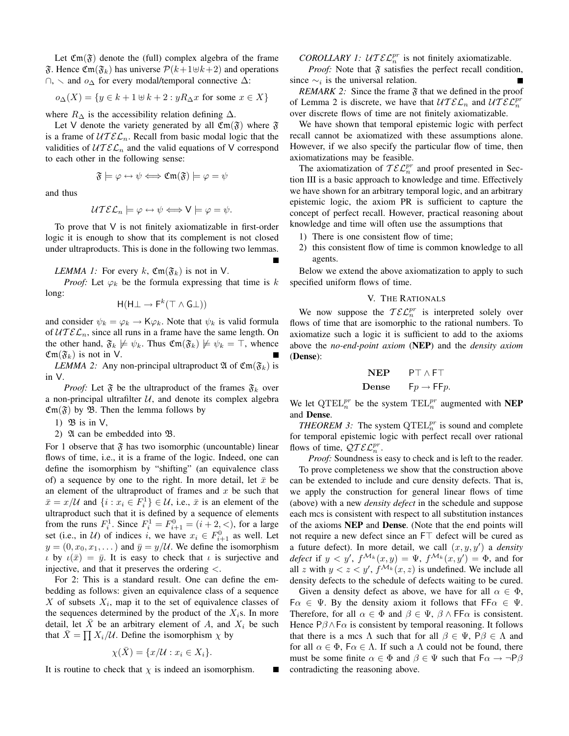Let $\mathfrak{Cm}(\mathfrak{F})$ denote the (full) complex algebra of the frame $\mathfrak{F}$. Hence $\mathfrak{Cm}(\mathfrak{F}_k)$ has universe $\mathcal{P}(k+1 \uplus k+2)$ and operations $\cap$, $\smallsetminus$ and $o_\Delta$ for every modal/temporal connective $\Delta$:

$$o_\Delta(X) = \{y \in k+1 \uplus k+2 : yR_\Delta x \text{ for some } x \in X\}$$

where $R_\Delta$ is the accessibility relation defining $\Delta$.

Let $\mathsf{V}$ denote the variety generated by all $\mathfrak{Cm}(\mathfrak{F})$ where $\mathfrak{F}$ is a frame of $\mathcal{UTEL}_n$. Recall from basic modal logic that the validities of $\mathcal{UTEL}_n$ and the valid equations of $\mathsf{V}$ correspond to each other in the following sense:

$$\mathfrak{F} \models \varphi \leftrightarrow \psi \iff \mathfrak{Cm}(\mathfrak{F}) \models \varphi = \psi$$

and thus

$$\mathcal{UTEL}_n \models \varphi \leftrightarrow \psi \iff \mathsf{V} \models \varphi = \psi.$$

To prove that $\mathsf{V}$ is not finitely axiomatizable in first-order logic it is enough to show that its complement is not closed under ultraproducts. This is done in the following two lemmas. ■

*LEMMA 1:* For every $k$, $\mathfrak{Cm}(\mathfrak{F}_k)$ is not in $\mathsf{V}$.

*Proof:* Let $\varphi_k$ be the formula expressing that time is $k$ long:

$$\mathsf{H}(\mathsf{H}\bot \to \mathsf{F}^k(\top \wedge \mathsf{G}\bot))$$

and consider $\psi_k = \varphi_k \to \mathsf{K}\varphi_k$. Note that $\psi_k$ is valid formula of $\mathcal{UTEL}_n$, since all runs in a frame have the same length. On the other hand, $\mathfrak{F}_k \not\models \psi_k$. Thus $\mathfrak{Cm}(\mathfrak{F}_k) \not\models \psi_k = \top$, whence $\mathfrak{Cm}(\mathfrak{F}_k)$ is not in $\mathsf{V}$. ■

*LEMMA 2:* Any non-principal ultraproduct $\mathfrak{A}$ of $\mathfrak{Cm}(\mathfrak{F}_k)$ is in $\mathsf{V}$.

*Proof:* Let $\mathfrak{F}$ be the ultraproduct of the frames $\mathfrak{F}_k$ over a non-principal ultrafilter $\mathcal{U}$, and denote its complex algebra $\mathfrak{Cm}(\mathfrak{F})$ by $\mathfrak{B}$. Then the lemma follows by

1) $\mathfrak{B}$ is in $\mathsf{V}$,
2) $\mathfrak{A}$ can be embedded into $\mathfrak{B}$.

For 1 observe that $\mathfrak{F}$ has two isomorphic (uncountable) linear flows of time, i.e., it is a frame of the logic. Indeed, one can define the isomorphism by "shifting" (an equivalence class of) a sequence by one to the right. In more detail, let $\bar{x}$ be an element of the ultraproduct of frames and $x$ be such that $\bar{x} = x/\mathcal{U}$ and $\{i : x_i \in F_i^1\} \in \mathcal{U}$, i.e., $\bar{x}$ is an element of the ultraproduct such that it is defined by a sequence of elements from the runs $F_i^1$. Since $F_i^1 = F_{i+1}^0 = (i+2, <)$, for a large set (i.e., in $\mathcal{U}$) of indices $i$, we have $x_i \in F_{i+1}^0$ as well. Let $y = (0, x_0, x_1, \dots)$ and $\bar{y} = y/\mathcal{U}$. We define the isomorphism $\iota$ by $\iota(\bar{x}) = \bar{y}$. It is easy to check that $\iota$ is surjective and injective, and that it preserves the ordering $<$.

For 2: This is a standard result. One can define the embedding as follows: given an equivalence class of a sequence $X$ of subsets $X_i$, map it to the set of equivalence classes of the sequences determined by the product of the $X_i$s. In more detail, let $\bar{X}$ be an arbitrary element of $A$, and $X_i$ be such that $\bar{X} = \prod X_i/\mathcal{U}$. Define the isomorphism $\chi$ by

$$\chi(\bar{X}) = \{x/\mathcal{U} : x_i \in X_i\}.$$

It is routine to check that $\chi$ is indeed an isomorphism. ■

*COROLLARY 1:* $\mathcal{UTEL}_n^{pr}$ is not finitely axiomatizable.

*Proof:* Note that $\mathfrak{F}$ satisfies the perfect recall condition, since $\sim_i$ is the universal relation. ■

*REMARK 2:* Since the frame $\mathfrak{F}$ that we defined in the proof of Lemma 2 is discrete, we have that $\mathcal{UTEL}_n$ and $\mathcal{UTEL}_n^{pr}$ over discrete flows of time are not finitely axiomatizable.

We have shown that temporal epistemic logic with perfect recall cannot be axiomatized with these assumptions alone. However, if we also specify the particular flow of time, then axiomatizations may be feasible.

The axiomatization of $\mathcal{TEL}_n^{pr}$ and proof presented in Section III is a basic approach to knowledge and time. Effectively we have shown for an arbitrary temporal logic, and an arbitrary epistemic logic, the axiom PR is sufficient to capture the concept of perfect recall. However, practical reasoning about knowledge and time will often use the assumptions that

1) There is one consistent flow of time;
2) this consistent flow of time is common knowledge to all agents.

Below we extend the above axiomatization to apply to such specified uniform flows of time.

## V. The Rationals

We now suppose the $\mathcal{TEL}_n^{pr}$ is interpreted solely over flows of time that are isomorphic to the rational numbers. To axiomatize such a logic it is sufficient to add to the axioms above the *no-end-point axiom* (**NEP**) and the *density axiom* (**Dense**):

$$\textbf{NEP} \qquad \mathsf{P}\top \wedge \mathsf{F}\top$$

$$\textbf{Dense} \qquad \mathsf{F}p \to \mathsf{FF}p.$$

We let $\mathrm{QTEL}_n^{pr}$ be the system $\mathrm{TEL}_n^{pr}$ augmented with **NEP** and **Dense**.

*THEOREM 3:* The system $\mathrm{QTEL}_n^{pr}$ is sound and complete for temporal epistemic logic with perfect recall over rational flows of time, $\mathcal{QTEL}_n^{pr}$.

*Proof:* Soundness is easy to check and is left to the reader.

To prove completeness we show that the construction above can be extended to include and cure density defects. That is, we apply the construction for general linear flows of time (above) with a new *density defect* in the schedule and suppose each mcs is consistent with respect to all substitution instances of the axioms **NEP** and **Dense**. (Note that the end points will not require a new defect since an $\mathsf{F}\top$ defect will be cured as a future defect). In more detail, we call $(x, y, y')$ a *density defect* if $y < y'$, $f^{\mathcal{M}_k}(x, y) = \Psi$, $f^{\mathcal{M}_k}(x, y') = \Phi$, and for all $z$ with $y < z < y'$, $f^{\mathcal{M}_k}(x, z)$ is undefined. We include all density defects to the schedule of defects waiting to be cured.

Given a density defect as above, we have for all $\alpha \in \Phi$, $\mathsf{F}\alpha \in \Psi$. By the density axiom it follows that $\mathsf{FF}\alpha \in \Psi$. Therefore, for all $\alpha \in \Phi$ and $\beta \in \Psi$, $\beta \wedge \mathsf{FF}\alpha$ is consistent. Hence $\mathsf{P}\beta \wedge \mathsf{F}\alpha$ is consistent by temporal reasoning. It follows that there is a mcs $\Lambda$ such that for all $\beta \in \Psi$, $\mathsf{P}\beta \in \Lambda$ and for all $\alpha \in \Phi$, $\mathsf{F}\alpha \in \Lambda$. If such a $\Lambda$ could not be found, there must be some finite $\alpha \in \Phi$ and $\beta \in \Psi$ such that $\mathsf{F}\alpha \to \neg\mathsf{P}\beta$ contradicting the reasoning above.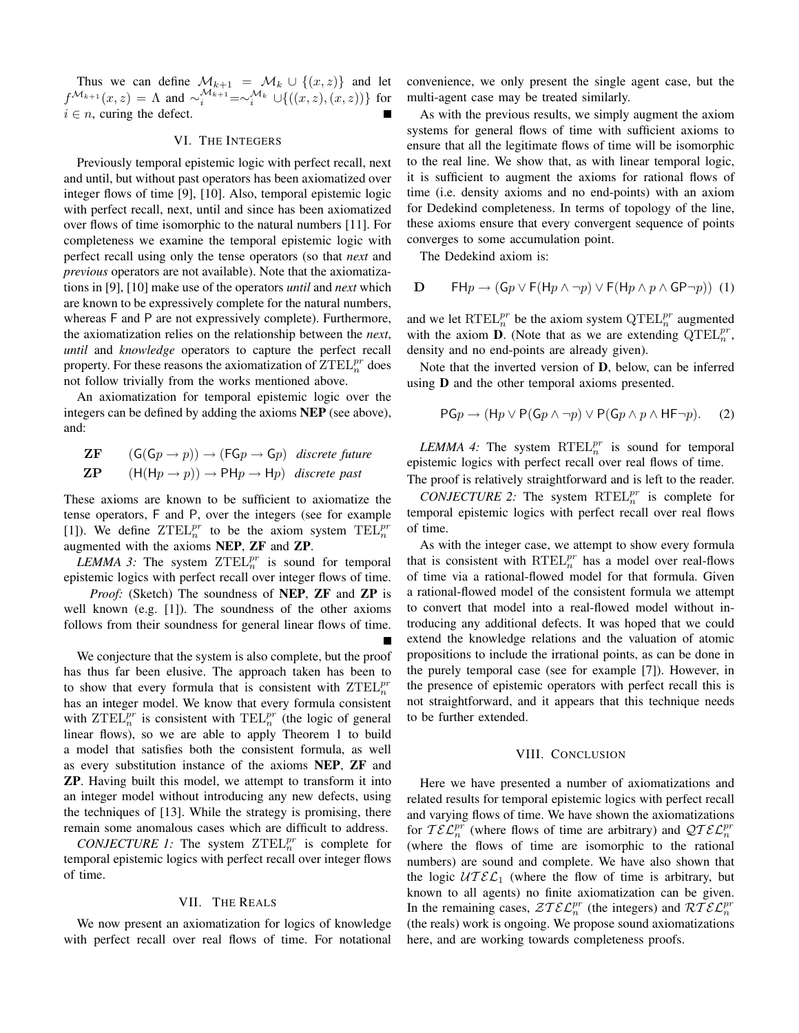Thus we can define $\mathcal{M}_{k+1} = \mathcal{M}_k \cup \{(x,z)\}$ and let $f^{\mathcal{M}_{k+1}}(x,z) = \Lambda$ and $\sim_i^{\mathcal{M}_{k+1}} = \sim_i^{\mathcal{M}_k} \cup \{((x,z),(x,z))\}$ for $i \in n$, curing the defect. ∎

## VI. The Integers

Previously temporal epistemic logic with perfect recall, next and until, but without past operators has been axiomatized over integer flows of time [9], [10]. Also, temporal epistemic logic with perfect recall, next, until and since has been axiomatized over flows of time isomorphic to the natural numbers [11]. For completeness we examine the temporal epistemic logic with perfect recall using only the tense operators (so that *next* and *previous* operators are not available). Note that the axiomatizations in [9], [10] make use of the operators *until* and *next* which are known to be expressively complete for the natural numbers, whereas F and P are not expressively complete). Furthermore, the axiomatization relies on the relationship between the *next*, *until* and *knowledge* operators to capture the perfect recall property. For these reasons the axiomatization of $\mathrm{ZTEL}_n^{pr}$ does not follow trivially from the works mentioned above.

An axiomatization for temporal epistemic logic over the integers can be defined by adding the axioms **NEP** (see above), and:

$$\textbf{ZF} \qquad (\mathsf{G}(\mathsf{G}p \to p)) \to (\mathsf{FG}p \to \mathsf{G}p) \quad \textit{discrete future}$$

$$\textbf{ZP} \qquad (\mathsf{H}(\mathsf{H}p \to p)) \to \mathsf{PH}p \to \mathsf{H}p) \quad \textit{discrete past}$$

These axioms are known to be sufficient to axiomatize the tense operators, F and P, over the integers (see for example [1]). We define $\mathrm{ZTEL}_n^{pr}$ to be the axiom system $\mathrm{TEL}_n^{pr}$ augmented with the axioms **NEP**, **ZF** and **ZP**.

*LEMMA 3:* The system $\mathrm{ZTEL}_n^{pr}$ is sound for temporal epistemic logics with perfect recall over integer flows of time.

*Proof:* (Sketch) The soundness of **NEP**, **ZF** and **ZP** is well known (e.g. [1]). The soundness of the other axioms follows from their soundness for general linear flows of time. ∎

We conjecture that the system is also complete, but the proof has thus far been elusive. The approach taken has been to to show that every formula that is consistent with $\mathrm{ZTEL}_n^{pr}$ has an integer model. We know that every formula consistent with $\mathrm{ZTEL}_n^{pr}$ is consistent with $\mathrm{TEL}_n^{pr}$ (the logic of general linear flows), so we are able to apply Theorem 1 to build a model that satisfies both the consistent formula, as well as every substitution instance of the axioms **NEP**, **ZF** and **ZP**. Having built this model, we attempt to transform it into an integer model without introducing any new defects, using the techniques of [13]. While the strategy is promising, there remain some anomalous cases which are difficult to address.

*CONJECTURE 1:* The system $\mathrm{ZTEL}_n^{pr}$ is complete for temporal epistemic logics with perfect recall over integer flows of time.

## VII. The Reals

We now present an axiomatization for logics of knowledge with perfect recall over real flows of time. For notational convenience, we only present the single agent case, but the multi-agent case may be treated similarly.

As with the previous results, we simply augment the axiom systems for general flows of time with sufficient axioms to ensure that all the legitimate flows of time will be isomorphic to the real line. We show that, as with linear temporal logic, it is sufficient to augment the axioms for rational flows of time (i.e. density axioms and no end-points) with an axiom for Dedekind completeness. In terms of topology of the line, these axioms ensure that every convergent sequence of points converges to some accumulation point.

The Dedekind axiom is:

$$\textbf{D} \qquad \mathsf{FH}p \to (\mathsf{G}p \vee \mathsf{F}(\mathsf{H}p \wedge \neg p) \vee \mathsf{F}(\mathsf{H}p \wedge p \wedge \mathsf{GP}\neg p)) \quad (1)$$

and we let $\mathrm{RTEL}_n^{pr}$ be the axiom system $\mathrm{QTEL}_n^{pr}$ augmented with the axiom **D**. (Note that as we are extending $\mathrm{QTEL}_n^{pr}$, density and no end-points are already given).

Note that the inverted version of **D**, below, can be inferred using **D** and the other temporal axioms presented.

$$\mathsf{PG}p \to (\mathsf{H}p \vee \mathsf{P}(\mathsf{G}p \wedge \neg p) \vee \mathsf{P}(\mathsf{G}p \wedge p \wedge \mathsf{HF}\neg p). \quad (2)$$

*LEMMA 4:* The system $\mathrm{RTEL}_n^{pr}$ is sound for temporal epistemic logics with perfect recall over real flows of time.

The proof is relatively straightforward and is left to the reader.

*CONJECTURE 2:* The system $\mathrm{RTEL}_n^{pr}$ is complete for temporal epistemic logics with perfect recall over real flows of time.

As with the integer case, we attempt to show every formula that is consistent with $\mathrm{RTEL}_n^{pr}$ has a model over real-flows of time via a rational-flowed model for that formula. Given a rational-flowed model of the consistent formula we attempt to convert that model into a real-flowed model without introducing any additional defects. It was hoped that we could extend the knowledge relations and the valuation of atomic propositions to include the irrational points, as can be done in the purely temporal case (see for example [7]). However, in the presence of epistemic operators with perfect recall this is not straightforward, and it appears that this technique needs to be further extended.

## VIII. Conclusion

Here we have presented a number of axiomatizations and related results for temporal epistemic logics with perfect recall and varying flows of time. We have shown the axiomatizations for $\mathcal{TEL}_n^{pr}$ (where flows of time are arbitrary) and $\mathcal{QTEL}_n^{pr}$ (where the flows of time are isomorphic to the rational numbers) are sound and complete. We have also shown that the logic $\mathcal{UTEL}_1$ (where the flow of time is arbitrary, but known to all agents) no finite axiomatization can be given. In the remaining cases, $\mathcal{ZTEL}_n^{pr}$ (the integers) and $\mathcal{RTEL}_n^{pr}$ (the reals) work is ongoing. We propose sound axiomatizations here, and are working towards completeness proofs.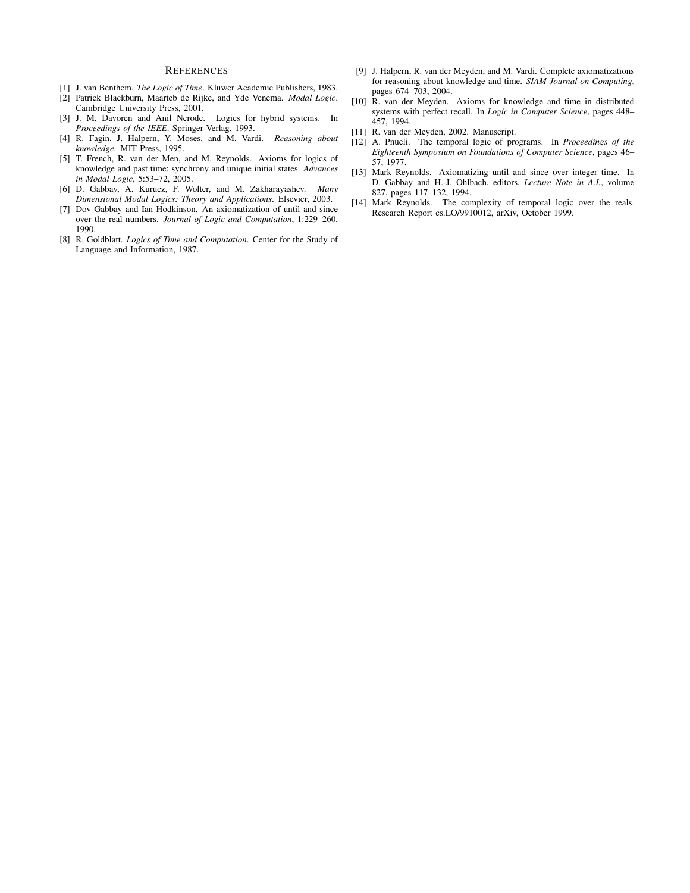## References

[1] J. van Benthem. *The Logic of Time*. Kluwer Academic Publishers, 1983.

[2] Patrick Blackburn, Maarteb de Rijke, and Yde Venema. *Modal Logic*. Cambridge University Press, 2001.

[3] J. M. Davoren and Anil Nerode. Logics for hybrid systems. In *Proceedings of the IEEE*. Springer-Verlag, 1993.

[4] R. Fagin, J. Halpern, Y. Moses, and M. Vardi. *Reasoning about knowledge*. MIT Press, 1995.

[5] T. French, R. van der Men, and M. Reynolds. Axioms for logics of knowledge and past time: synchrony and unique initial states. *Advances in Modal Logic*, 5:53–72, 2005.

[6] D. Gabbay, A. Kurucz, F. Wolter, and M. Zakharayashev. *Many Dimensional Modal Logics: Theory and Applications*. Elsevier, 2003.

[7] Dov Gabbay and Ian Hodkinson. An axiomatization of until and since over the real numbers. *Journal of Logic and Computation*, 1:229–260, 1990.

[8] R. Goldblatt. *Logics of Time and Computation*. Center for the Study of Language and Information, 1987.

[9] J. Halpern, R. van der Meyden, and M. Vardi. Complete axiomatizations for reasoning about knowledge and time. *SIAM Journal on Computing*, pages 674–703, 2004.

[10] R. van der Meyden. Axioms for knowledge and time in distributed systems with perfect recall. In *Logic in Computer Science*, pages 448–457, 1994.

[11] R. van der Meyden, 2002. Manuscript.

[12] A. Pnueli. The temporal logic of programs. In *Proceedings of the Eighteenth Symposium on Foundations of Computer Science*, pages 46–57, 1977.

[13] Mark Reynolds. Axiomatizing until and since over integer time. In D. Gabbay and H.-J. Ohlbach, editors, *Lecture Note in A.I.*, volume 827, pages 117–132, 1994.

[14] Mark Reynolds. The complexity of temporal logic over the reals. Research Report cs.LO/9910012, arXiv, October 1999.